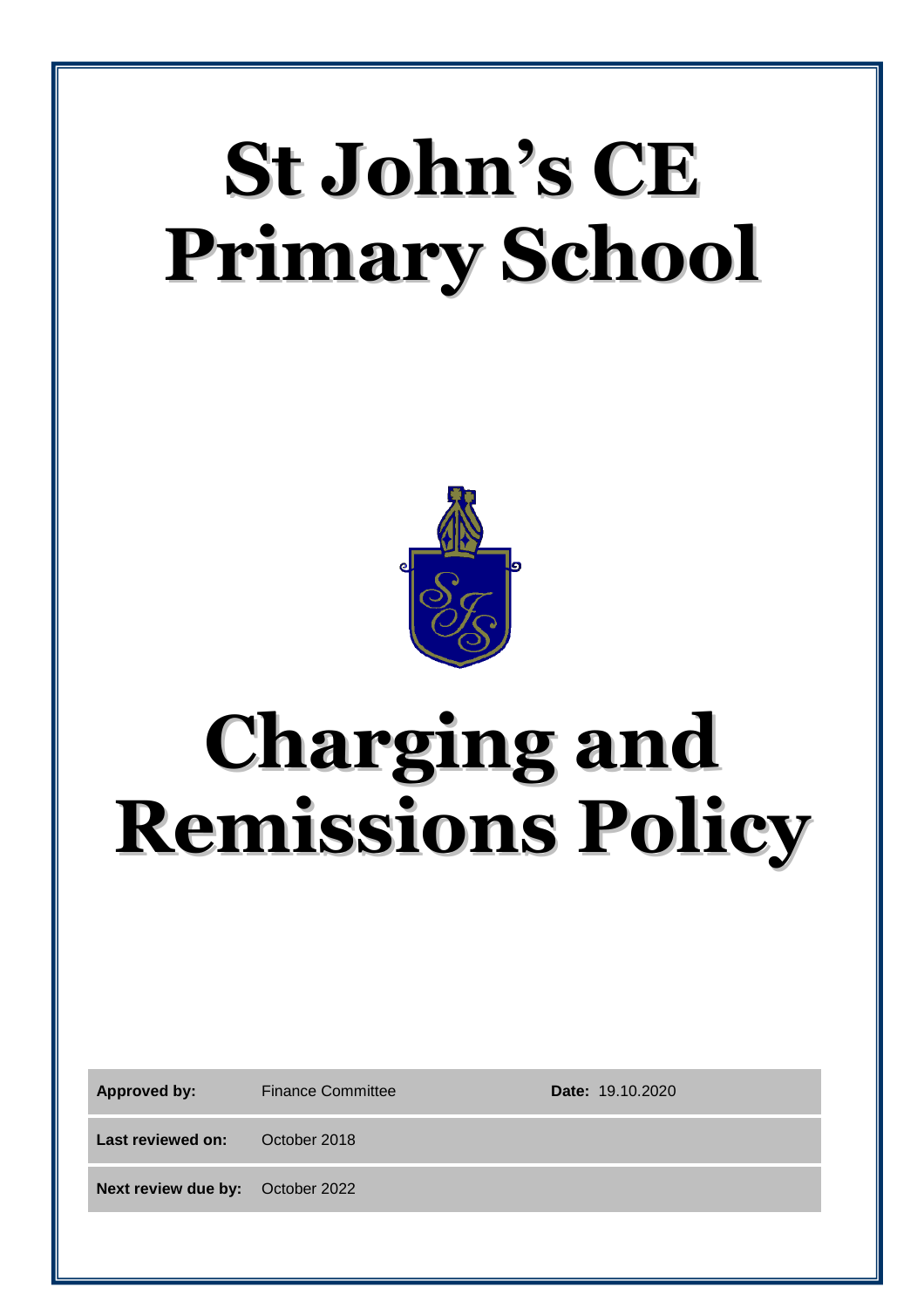# St John's CE Primary School

# Charging and Remissions Policy

| | | | |
|---|---|---|---|
| **Approved by:** | Finance Committee | **Date:** | 19.10.2020 |
| **Last reviewed on:** | October 2018 | | |
| **Next review due by:** | October 2022 | | |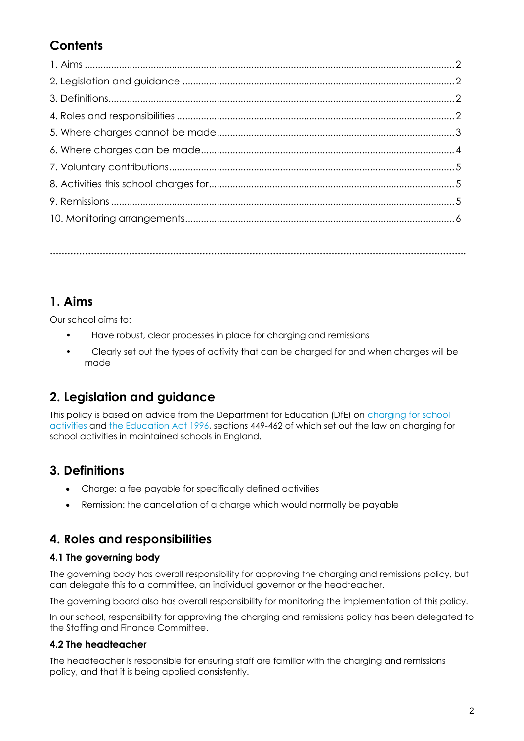## Contents

1. Aims .......... 2
2. Legislation and guidance .......... 2
3. Definitions .......... 2
4. Roles and responsibilities .......... 2
5. Where charges cannot be made .......... 3
6. Where charges can be made .......... 4
7. Voluntary contributions .......... 5
8. Activities this school charges for .......... 5
9. Remissions .......... 5
10. Monitoring arrangements .......... 6

## 1. Aims

Our school aims to:

- Have robust, clear processes in place for charging and remissions
- Clearly set out the types of activity that can be charged for and when charges will be made

## 2. Legislation and guidance

This policy is based on advice from the Department for Education (DfE) on charging for school activities and the Education Act 1996, sections 449-462 of which set out the law on charging for school activities in maintained schools in England.

## 3. Definitions

- Charge: a fee payable for specifically defined activities
- Remission: the cancellation of a charge which would normally be payable

## 4. Roles and responsibilities

### 4.1 The governing body

The governing body has overall responsibility for approving the charging and remissions policy, but can delegate this to a committee, an individual governor or the headteacher.

The governing board also has overall responsibility for monitoring the implementation of this policy.

In our school, responsibility for approving the charging and remissions policy has been delegated to the Staffing and Finance Committee.

### 4.2 The headteacher

The headteacher is responsible for ensuring staff are familiar with the charging and remissions policy, and that it is being applied consistently.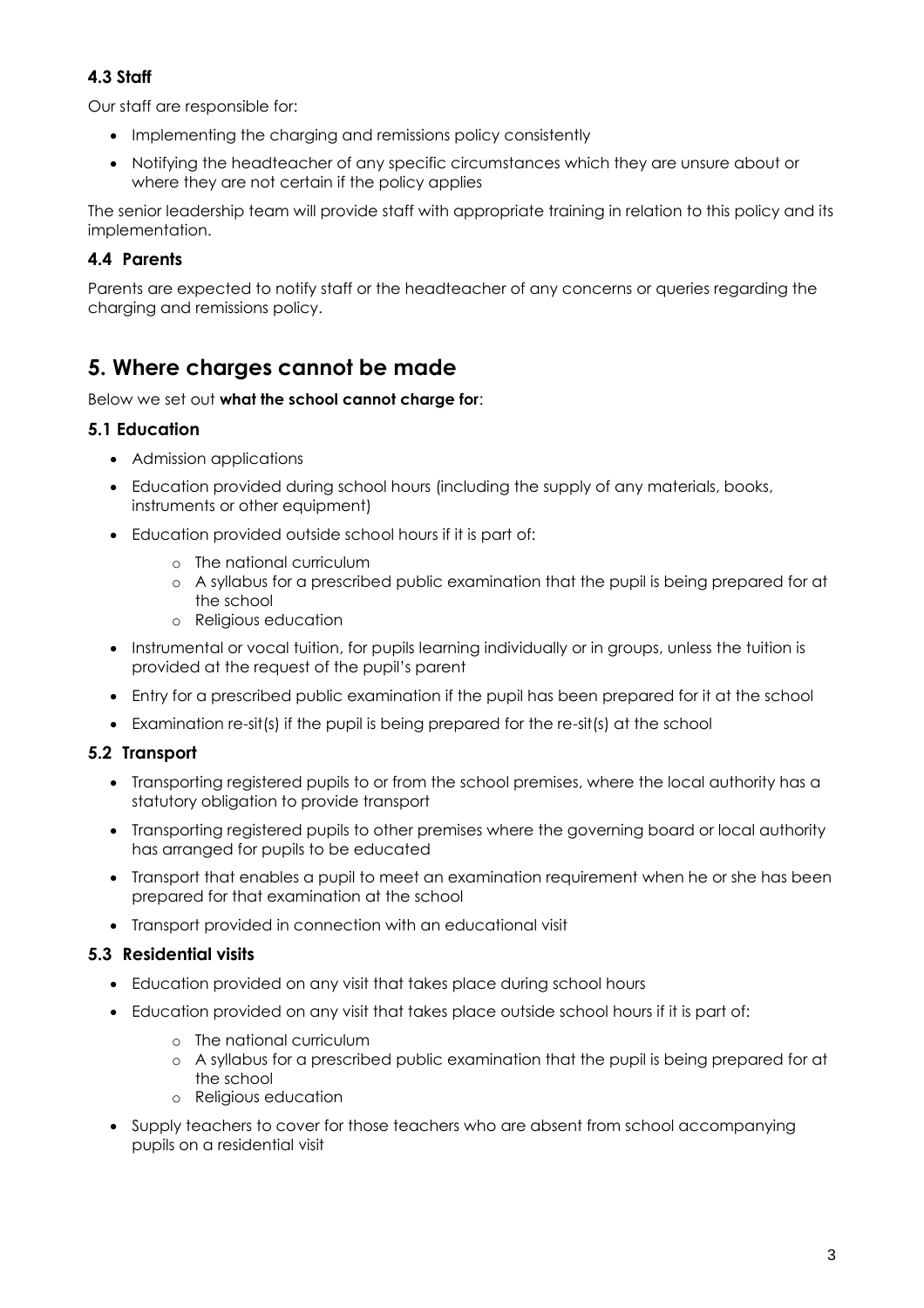### 4.3 Staff

Our staff are responsible for:

- Implementing the charging and remissions policy consistently
- Notifying the headteacher of any specific circumstances which they are unsure about or where they are not certain if the policy applies

The senior leadership team will provide staff with appropriate training in relation to this policy and its implementation.

### 4.4 Parents

Parents are expected to notify staff or the headteacher of any concerns or queries regarding the charging and remissions policy.

## 5. Where charges cannot be made

Below we set out **what the school cannot charge for**:

### 5.1 Education

- Admission applications
- Education provided during school hours (including the supply of any materials, books, instruments or other equipment)
- Education provided outside school hours if it is part of:
  - The national curriculum
  - A syllabus for a prescribed public examination that the pupil is being prepared for at the school
  - Religious education
- Instrumental or vocal tuition, for pupils learning individually or in groups, unless the tuition is provided at the request of the pupil's parent
- Entry for a prescribed public examination if the pupil has been prepared for it at the school
- Examination re-sit(s) if the pupil is being prepared for the re-sit(s) at the school

### 5.2 Transport

- Transporting registered pupils to or from the school premises, where the local authority has a statutory obligation to provide transport
- Transporting registered pupils to other premises where the governing board or local authority has arranged for pupils to be educated
- Transport that enables a pupil to meet an examination requirement when he or she has been prepared for that examination at the school
- Transport provided in connection with an educational visit

### 5.3 Residential visits

- Education provided on any visit that takes place during school hours
- Education provided on any visit that takes place outside school hours if it is part of:
  - The national curriculum
  - A syllabus for a prescribed public examination that the pupil is being prepared for at the school
  - Religious education
- Supply teachers to cover for those teachers who are absent from school accompanying pupils on a residential visit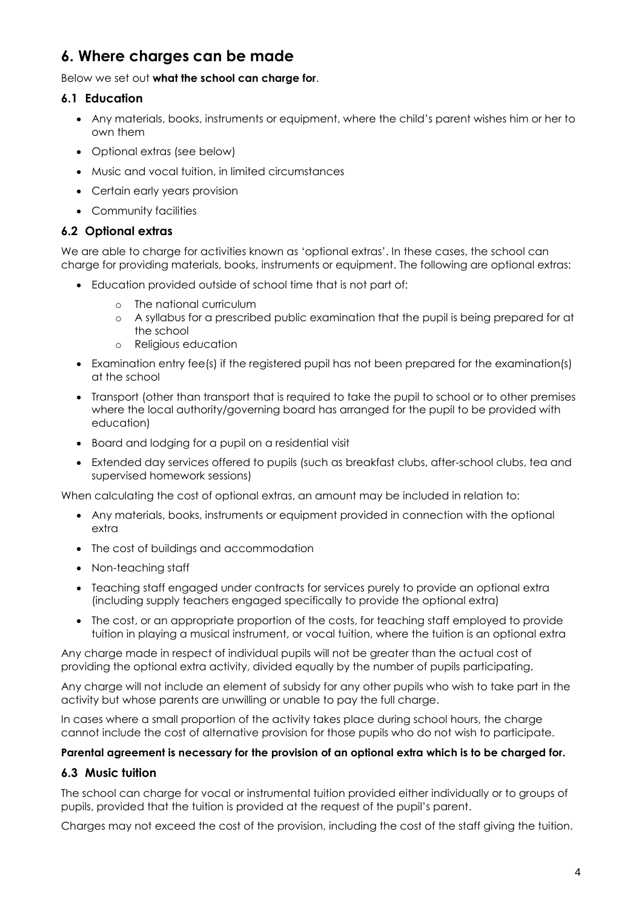## 6. Where charges can be made

Below we set out **what the school can charge for**.

### 6.1 Education

- Any materials, books, instruments or equipment, where the child's parent wishes him or her to own them
- Optional extras (see below)
- Music and vocal tuition, in limited circumstances
- Certain early years provision
- Community facilities

### 6.2 Optional extras

We are able to charge for activities known as 'optional extras'. In these cases, the school can charge for providing materials, books, instruments or equipment. The following are optional extras:

- Education provided outside of school time that is not part of:
    - The national curriculum
    - A syllabus for a prescribed public examination that the pupil is being prepared for at the school
    - Religious education
- Examination entry fee(s) if the registered pupil has not been prepared for the examination(s) at the school
- Transport (other than transport that is required to take the pupil to school or to other premises where the local authority/governing board has arranged for the pupil to be provided with education)
- Board and lodging for a pupil on a residential visit
- Extended day services offered to pupils (such as breakfast clubs, after-school clubs, tea and supervised homework sessions)

When calculating the cost of optional extras, an amount may be included in relation to:

- Any materials, books, instruments or equipment provided in connection with the optional extra
- The cost of buildings and accommodation
- Non-teaching staff
- Teaching staff engaged under contracts for services purely to provide an optional extra (including supply teachers engaged specifically to provide the optional extra)
- The cost, or an appropriate proportion of the costs, for teaching staff employed to provide tuition in playing a musical instrument, or vocal tuition, where the tuition is an optional extra

Any charge made in respect of individual pupils will not be greater than the actual cost of providing the optional extra activity, divided equally by the number of pupils participating.

Any charge will not include an element of subsidy for any other pupils who wish to take part in the activity but whose parents are unwilling or unable to pay the full charge.

In cases where a small proportion of the activity takes place during school hours, the charge cannot include the cost of alternative provision for those pupils who do not wish to participate.

**Parental agreement is necessary for the provision of an optional extra which is to be charged for.**

### 6.3 Music tuition

The school can charge for vocal or instrumental tuition provided either individually or to groups of pupils, provided that the tuition is provided at the request of the pupil's parent.

Charges may not exceed the cost of the provision, including the cost of the staff giving the tuition.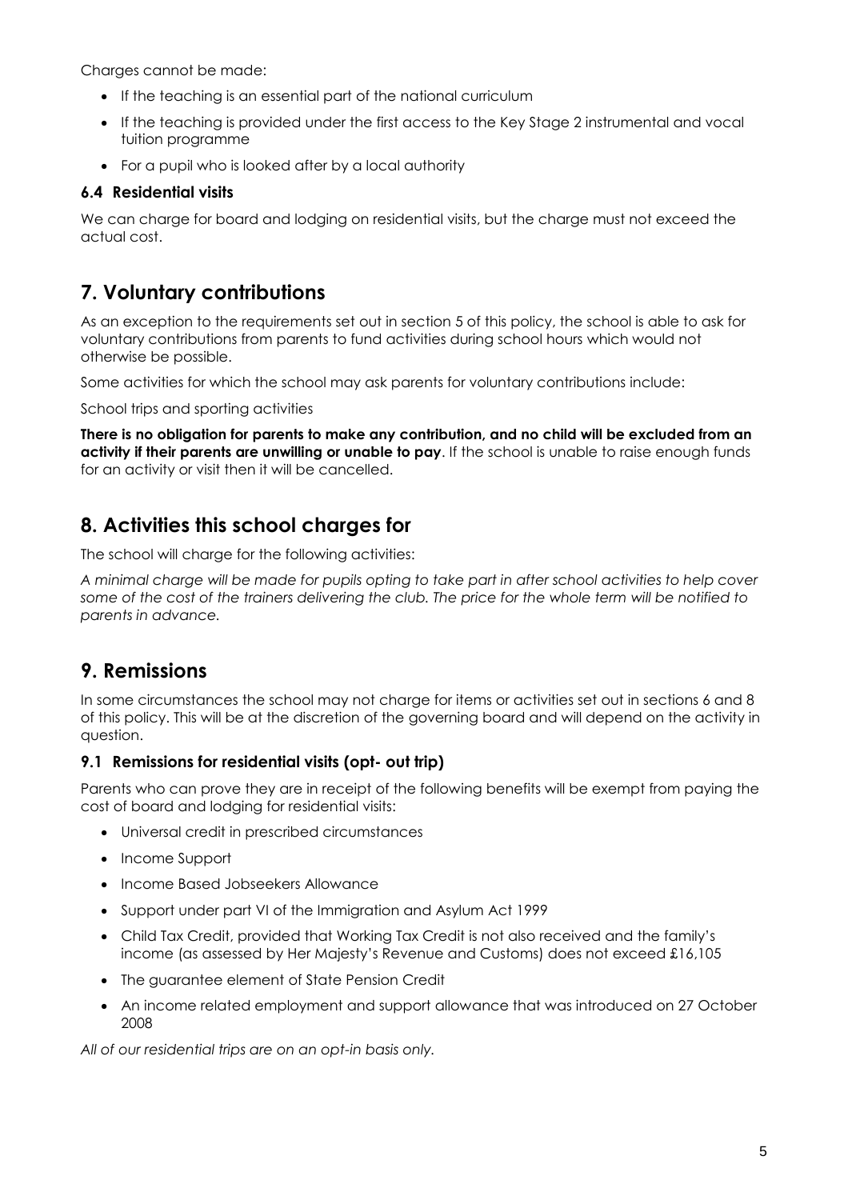Charges cannot be made:

- If the teaching is an essential part of the national curriculum
- If the teaching is provided under the first access to the Key Stage 2 instrumental and vocal tuition programme
- For a pupil who is looked after by a local authority

### 6.4 Residential visits

We can charge for board and lodging on residential visits, but the charge must not exceed the actual cost.

## 7. Voluntary contributions

As an exception to the requirements set out in section 5 of this policy, the school is able to ask for voluntary contributions from parents to fund activities during school hours which would not otherwise be possible.

Some activities for which the school may ask parents for voluntary contributions include:

School trips and sporting activities

**There is no obligation for parents to make any contribution, and no child will be excluded from an activity if their parents are unwilling or unable to pay**. If the school is unable to raise enough funds for an activity or visit then it will be cancelled.

## 8. Activities this school charges for

The school will charge for the following activities:

*A minimal charge will be made for pupils opting to take part in after school activities to help cover some of the cost of the trainers delivering the club. The price for the whole term will be notified to parents in advance.*

## 9. Remissions

In some circumstances the school may not charge for items or activities set out in sections 6 and 8 of this policy. This will be at the discretion of the governing board and will depend on the activity in question.

### 9.1 Remissions for residential visits (opt- out trip)

Parents who can prove they are in receipt of the following benefits will be exempt from paying the cost of board and lodging for residential visits:

- Universal credit in prescribed circumstances
- Income Support
- Income Based Jobseekers Allowance
- Support under part VI of the Immigration and Asylum Act 1999
- Child Tax Credit, provided that Working Tax Credit is not also received and the family's income (as assessed by Her Majesty's Revenue and Customs) does not exceed £16,105
- The guarantee element of State Pension Credit
- An income related employment and support allowance that was introduced on 27 October 2008

*All of our residential trips are on an opt-in basis only.*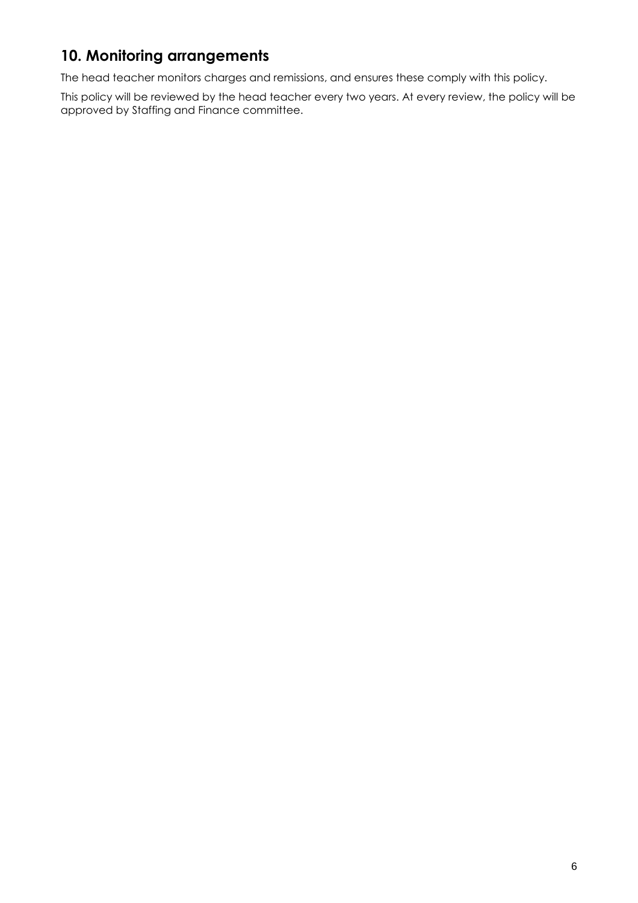## 10. Monitoring arrangements

The head teacher monitors charges and remissions, and ensures these comply with this policy.

This policy will be reviewed by the head teacher every two years. At every review, the policy will be approved by Staffing and Finance committee.